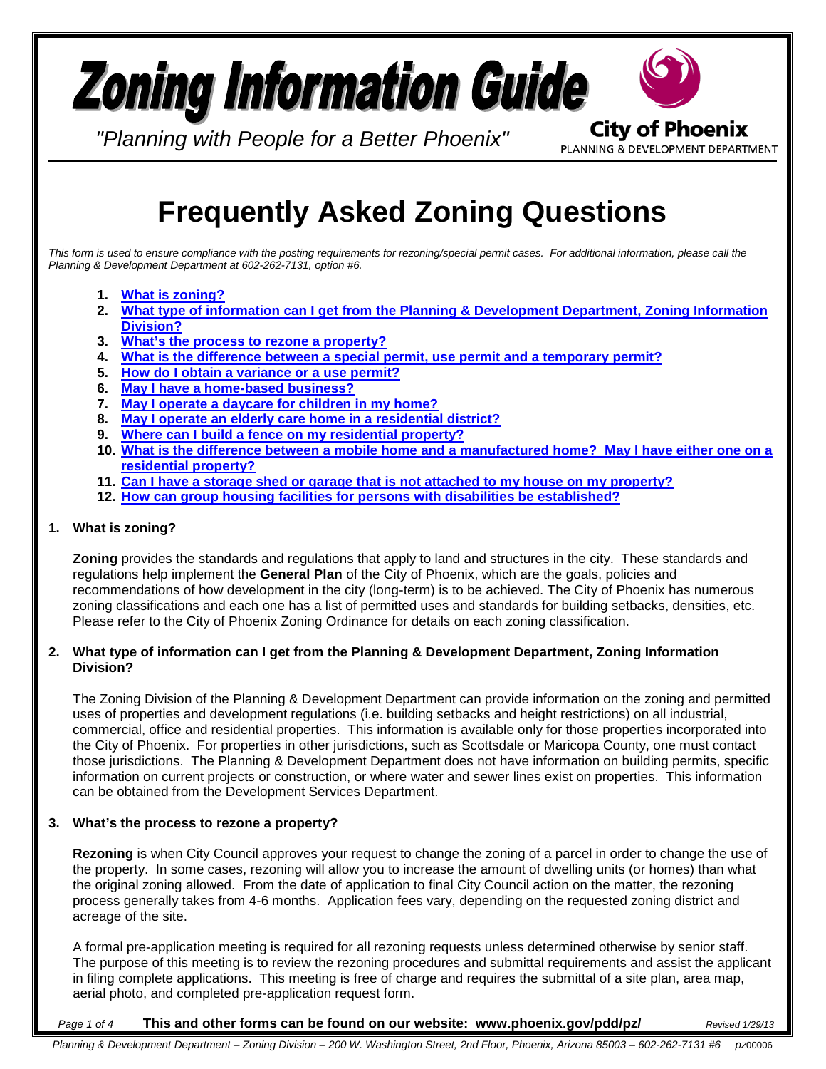# Zoning Information Guide

*"Planning with People for a Better Phoenix"*

City of Phoenix
PLANNING & DEVELOPMENT DEPARTMENT

# Frequently Asked Zoning Questions

*This form is used to ensure compliance with the posting requirements for rezoning/special permit cases. For additional information, please call the Planning & Development Department at 602-262-7131, option #6.*

1. **What is zoning?**
2. **What type of information can I get from the Planning & Development Department, Zoning Information Division?**
3. **What's the process to rezone a property?**
4. **What is the difference between a special permit, use permit and a temporary permit?**
5. **How do I obtain a variance or a use permit?**
6. **May I have a home-based business?**
7. **May I operate a daycare for children in my home?**
8. **May I operate an elderly care home in a residential district?**
9. **Where can I build a fence on my residential property?**
10. **What is the difference between a mobile home and a manufactured home? May I have either one on a residential property?**
11. **Can I have a storage shed or garage that is not attached to my house on my property?**
12. **How can group housing facilities for persons with disabilities be established?**

### 1. What is zoning?

**Zoning** provides the standards and regulations that apply to land and structures in the city. These standards and regulations help implement the **General Plan** of the City of Phoenix, which are the goals, policies and recommendations of how development in the city (long-term) is to be achieved. The City of Phoenix has numerous zoning classifications and each one has a list of permitted uses and standards for building setbacks, densities, etc. Please refer to the City of Phoenix Zoning Ordinance for details on each zoning classification.

### 2. What type of information can I get from the Planning & Development Department, Zoning Information Division?

The Zoning Division of the Planning & Development Department can provide information on the zoning and permitted uses of properties and development regulations (i.e. building setbacks and height restrictions) on all industrial, commercial, office and residential properties. This information is available only for those properties incorporated into the City of Phoenix. For properties in other jurisdictions, such as Scottsdale or Maricopa County, one must contact those jurisdictions. The Planning & Development Department does not have information on building permits, specific information on current projects or construction, or where water and sewer lines exist on properties. This information can be obtained from the Development Services Department.

### 3. What's the process to rezone a property?

**Rezoning** is when City Council approves your request to change the zoning of a parcel in order to change the use of the property. In some cases, rezoning will allow you to increase the amount of dwelling units (or homes) than what the original zoning allowed. From the date of application to final City Council action on the matter, the rezoning process generally takes from 4-6 months. Application fees vary, depending on the requested zoning district and acreage of the site.

A formal pre-application meeting is required for all rezoning requests unless determined otherwise by senior staff. The purpose of this meeting is to review the rezoning procedures and submittal requirements and assist the applicant in filing complete applications. This meeting is free of charge and requires the submittal of a site plan, area map, aerial photo, and completed pre-application request form.

**This and other forms can be found on our website: www.phoenix.gov/pdd/pz/**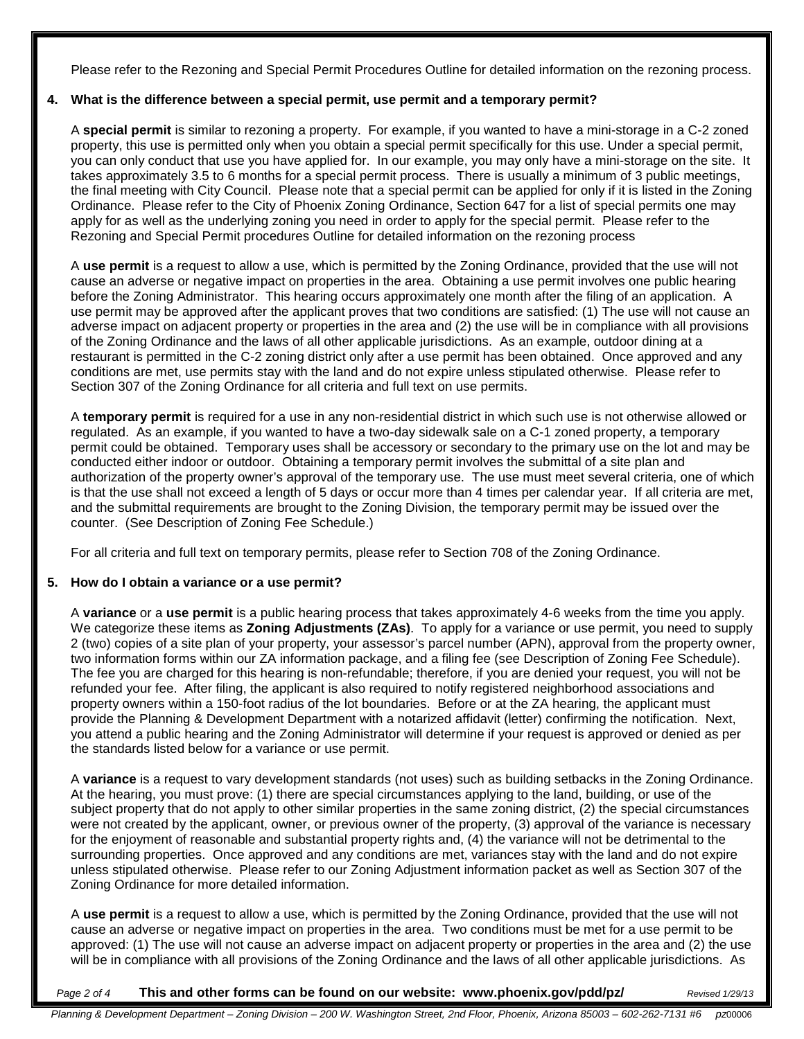Please refer to the Rezoning and Special Permit Procedures Outline for detailed information on the rezoning process.

**4. What is the difference between a special permit, use permit and a temporary permit?**

A **special permit** is similar to rezoning a property. For example, if you wanted to have a mini-storage in a C-2 zoned property, this use is permitted only when you obtain a special permit specifically for this use. Under a special permit, you can only conduct that use you have applied for. In our example, you may only have a mini-storage on the site. It takes approximately 3.5 to 6 months for a special permit process. There is usually a minimum of 3 public meetings, the final meeting with City Council. Please note that a special permit can be applied for only if it is listed in the Zoning Ordinance. Please refer to the City of Phoenix Zoning Ordinance, Section 647 for a list of special permits one may apply for as well as the underlying zoning you need in order to apply for the special permit. Please refer to the Rezoning and Special Permit procedures Outline for detailed information on the rezoning process

A **use permit** is a request to allow a use, which is permitted by the Zoning Ordinance, provided that the use will not cause an adverse or negative impact on properties in the area. Obtaining a use permit involves one public hearing before the Zoning Administrator. This hearing occurs approximately one month after the filing of an application. A use permit may be approved after the applicant proves that two conditions are satisfied: (1) The use will not cause an adverse impact on adjacent property or properties in the area and (2) the use will be in compliance with all provisions of the Zoning Ordinance and the laws of all other applicable jurisdictions. As an example, outdoor dining at a restaurant is permitted in the C-2 zoning district only after a use permit has been obtained. Once approved and any conditions are met, use permits stay with the land and do not expire unless stipulated otherwise. Please refer to Section 307 of the Zoning Ordinance for all criteria and full text on use permits.

A **temporary permit** is required for a use in any non-residential district in which such use is not otherwise allowed or regulated. As an example, if you wanted to have a two-day sidewalk sale on a C-1 zoned property, a temporary permit could be obtained. Temporary uses shall be accessory or secondary to the primary use on the lot and may be conducted either indoor or outdoor. Obtaining a temporary permit involves the submittal of a site plan and authorization of the property owner's approval of the temporary use. The use must meet several criteria, one of which is that the use shall not exceed a length of 5 days or occur more than 4 times per calendar year. If all criteria are met, and the submittal requirements are brought to the Zoning Division, the temporary permit may be issued over the counter. (See Description of Zoning Fee Schedule.)

For all criteria and full text on temporary permits, please refer to Section 708 of the Zoning Ordinance.

**5. How do I obtain a variance or a use permit?**

A **variance** or a **use permit** is a public hearing process that takes approximately 4-6 weeks from the time you apply. We categorize these items as **Zoning Adjustments (ZAs)**. To apply for a variance or use permit, you need to supply 2 (two) copies of a site plan of your property, your assessor's parcel number (APN), approval from the property owner, two information forms within our ZA information package, and a filing fee (see Description of Zoning Fee Schedule). The fee you are charged for this hearing is non-refundable; therefore, if you are denied your request, you will not be refunded your fee. After filing, the applicant is also required to notify registered neighborhood associations and property owners within a 150-foot radius of the lot boundaries. Before or at the ZA hearing, the applicant must provide the Planning & Development Department with a notarized affidavit (letter) confirming the notification. Next, you attend a public hearing and the Zoning Administrator will determine if your request is approved or denied as per the standards listed below for a variance or use permit.

A **variance** is a request to vary development standards (not uses) such as building setbacks in the Zoning Ordinance. At the hearing, you must prove: (1) there are special circumstances applying to the land, building, or use of the subject property that do not apply to other similar properties in the same zoning district, (2) the special circumstances were not created by the applicant, owner, or previous owner of the property, (3) approval of the variance is necessary for the enjoyment of reasonable and substantial property rights and, (4) the variance will not be detrimental to the surrounding properties. Once approved and any conditions are met, variances stay with the land and do not expire unless stipulated otherwise. Please refer to our Zoning Adjustment information packet as well as Section 307 of the Zoning Ordinance for more detailed information.

A **use permit** is a request to allow a use, which is permitted by the Zoning Ordinance, provided that the use will not cause an adverse or negative impact on properties in the area. Two conditions must be met for a use permit to be approved: (1) The use will not cause an adverse impact on adjacent property or properties in the area and (2) the use will be in compliance with all provisions of the Zoning Ordinance and the laws of all other applicable jurisdictions. As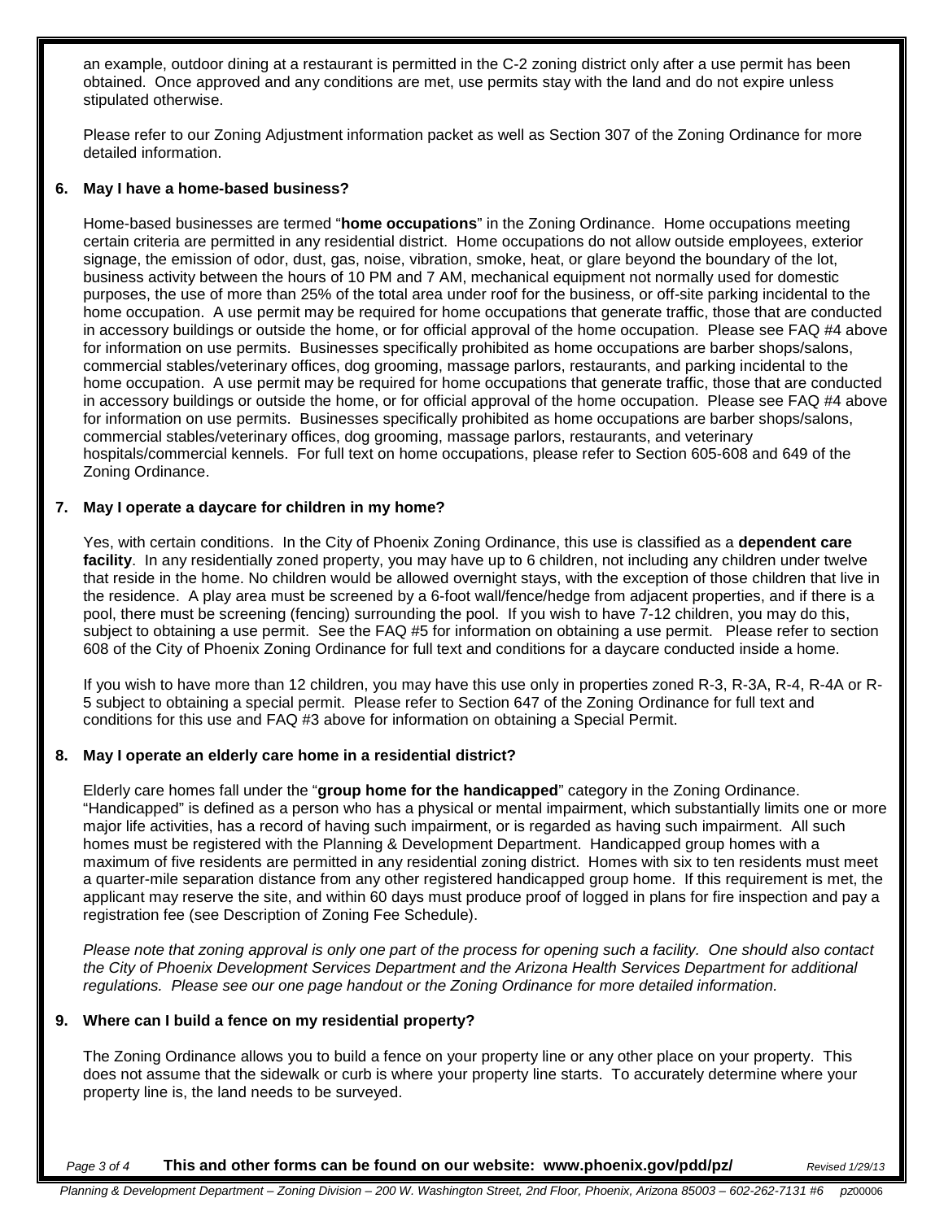an example, outdoor dining at a restaurant is permitted in the C-2 zoning district only after a use permit has been obtained. Once approved and any conditions are met, use permits stay with the land and do not expire unless stipulated otherwise.

Please refer to our Zoning Adjustment information packet as well as Section 307 of the Zoning Ordinance for more detailed information.

**6. May I have a home-based business?**

Home-based businesses are termed "**home occupations**" in the Zoning Ordinance. Home occupations meeting certain criteria are permitted in any residential district. Home occupations do not allow outside employees, exterior signage, the emission of odor, dust, gas, noise, vibration, smoke, heat, or glare beyond the boundary of the lot, business activity between the hours of 10 PM and 7 AM, mechanical equipment not normally used for domestic purposes, the use of more than 25% of the total area under roof for the business, or off-site parking incidental to the home occupation. A use permit may be required for home occupations that generate traffic, those that are conducted in accessory buildings or outside the home, or for official approval of the home occupation. Please see FAQ #4 above for information on use permits. Businesses specifically prohibited as home occupations are barber shops/salons, commercial stables/veterinary offices, dog grooming, massage parlors, restaurants, and parking incidental to the home occupation. A use permit may be required for home occupations that generate traffic, those that are conducted in accessory buildings or outside the home, or for official approval of the home occupation. Please see FAQ #4 above for information on use permits. Businesses specifically prohibited as home occupations are barber shops/salons, commercial stables/veterinary offices, dog grooming, massage parlors, restaurants, and veterinary hospitals/commercial kennels. For full text on home occupations, please refer to Section 605-608 and 649 of the Zoning Ordinance.

**7. May I operate a daycare for children in my home?**

Yes, with certain conditions. In the City of Phoenix Zoning Ordinance, this use is classified as a **dependent care facility**. In any residentially zoned property, you may have up to 6 children, not including any children under twelve that reside in the home. No children would be allowed overnight stays, with the exception of those children that live in the residence. A play area must be screened by a 6-foot wall/fence/hedge from adjacent properties, and if there is a pool, there must be screening (fencing) surrounding the pool. If you wish to have 7-12 children, you may do this, subject to obtaining a use permit. See the FAQ #5 for information on obtaining a use permit. Please refer to section 608 of the City of Phoenix Zoning Ordinance for full text and conditions for a daycare conducted inside a home.

If you wish to have more than 12 children, you may have this use only in properties zoned R-3, R-3A, R-4, R-4A or R-5 subject to obtaining a special permit. Please refer to Section 647 of the Zoning Ordinance for full text and conditions for this use and FAQ #3 above for information on obtaining a Special Permit.

**8. May I operate an elderly care home in a residential district?**

Elderly care homes fall under the "**group home for the handicapped**" category in the Zoning Ordinance. "Handicapped" is defined as a person who has a physical or mental impairment, which substantially limits one or more major life activities, has a record of having such impairment, or is regarded as having such impairment. All such homes must be registered with the Planning & Development Department. Handicapped group homes with a maximum of five residents are permitted in any residential zoning district. Homes with six to ten residents must meet a quarter-mile separation distance from any other registered handicapped group home. If this requirement is met, the applicant may reserve the site, and within 60 days must produce proof of logged in plans for fire inspection and pay a registration fee (see Description of Zoning Fee Schedule).

*Please note that zoning approval is only one part of the process for opening such a facility. One should also contact the City of Phoenix Development Services Department and the Arizona Health Services Department for additional regulations. Please see our one page handout or the Zoning Ordinance for more detailed information.*

**9. Where can I build a fence on my residential property?**

The Zoning Ordinance allows you to build a fence on your property line or any other place on your property. This does not assume that the sidewalk or curb is where your property line starts. To accurately determine where your property line is, the land needs to be surveyed.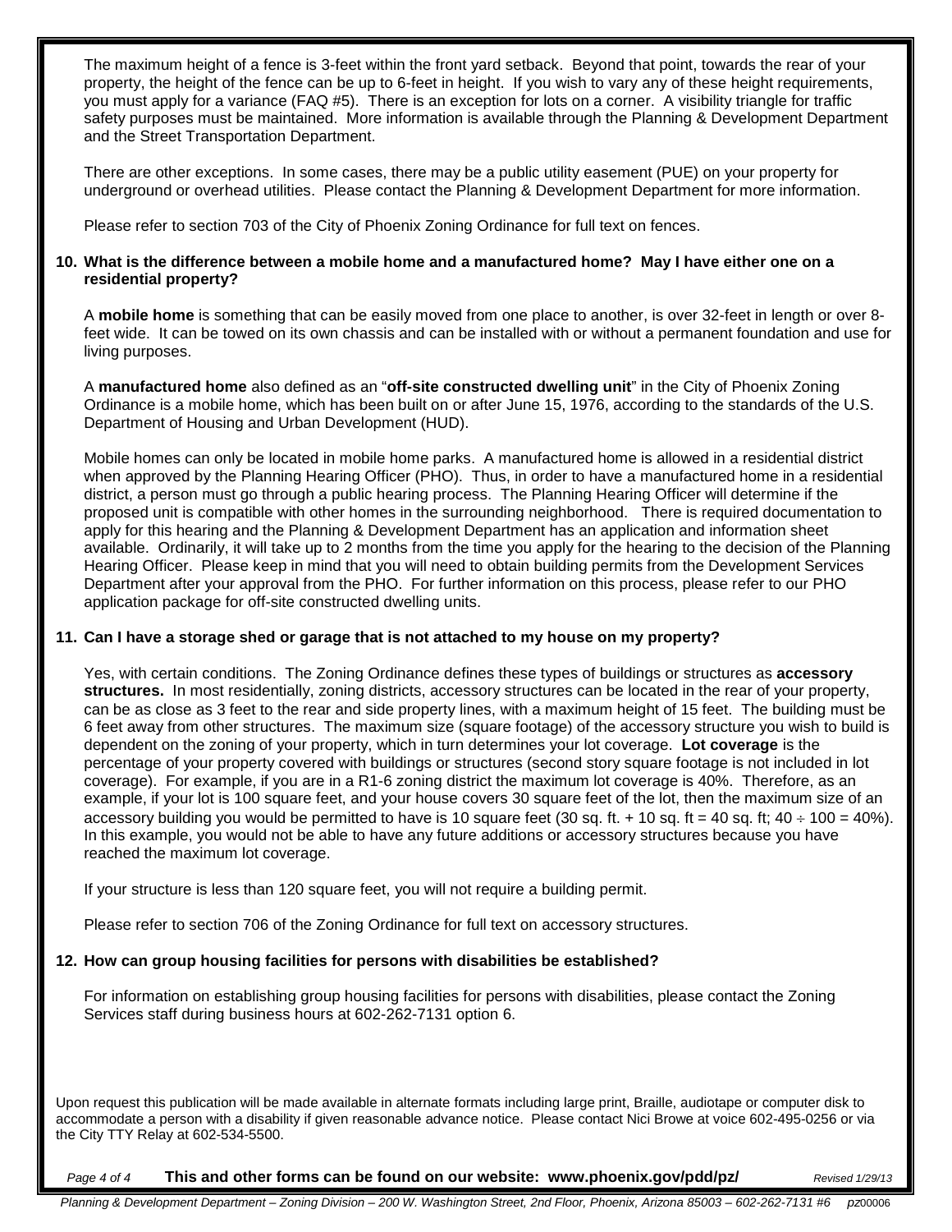The maximum height of a fence is 3-feet within the front yard setback. Beyond that point, towards the rear of your property, the height of the fence can be up to 6-feet in height. If you wish to vary any of these height requirements, you must apply for a variance (FAQ #5). There is an exception for lots on a corner. A visibility triangle for traffic safety purposes must be maintained. More information is available through the Planning & Development Department and the Street Transportation Department.

There are other exceptions. In some cases, there may be a public utility easement (PUE) on your property for underground or overhead utilities. Please contact the Planning & Development Department for more information.

Please refer to section 703 of the City of Phoenix Zoning Ordinance for full text on fences.

**10. What is the difference between a mobile home and a manufactured home? May I have either one on a residential property?**

A **mobile home** is something that can be easily moved from one place to another, is over 32-feet in length or over 8-feet wide. It can be towed on its own chassis and can be installed with or without a permanent foundation and use for living purposes.

A **manufactured home** also defined as an "**off-site constructed dwelling unit**" in the City of Phoenix Zoning Ordinance is a mobile home, which has been built on or after June 15, 1976, according to the standards of the U.S. Department of Housing and Urban Development (HUD).

Mobile homes can only be located in mobile home parks. A manufactured home is allowed in a residential district when approved by the Planning Hearing Officer (PHO). Thus, in order to have a manufactured home in a residential district, a person must go through a public hearing process. The Planning Hearing Officer will determine if the proposed unit is compatible with other homes in the surrounding neighborhood. There is required documentation to apply for this hearing and the Planning & Development Department has an application and information sheet available. Ordinarily, it will take up to 2 months from the time you apply for the hearing to the decision of the Planning Hearing Officer. Please keep in mind that you will need to obtain building permits from the Development Services Department after your approval from the PHO. For further information on this process, please refer to our PHO application package for off-site constructed dwelling units.

**11. Can I have a storage shed or garage that is not attached to my house on my property?**

Yes, with certain conditions. The Zoning Ordinance defines these types of buildings or structures as **accessory structures.** In most residentially, zoning districts, accessory structures can be located in the rear of your property, can be as close as 3 feet to the rear and side property lines, with a maximum height of 15 feet. The building must be 6 feet away from other structures. The maximum size (square footage) of the accessory structure you wish to build is dependent on the zoning of your property, which in turn determines your lot coverage. **Lot coverage** is the percentage of your property covered with buildings or structures (second story square footage is not included in lot coverage). For example, if you are in a R1-6 zoning district the maximum lot coverage is 40%. Therefore, as an example, if your lot is 100 square feet, and your house covers 30 square feet of the lot, then the maximum size of an accessory building you would be permitted to have is 10 square feet (30 sq. ft. + 10 sq. ft = 40 sq. ft; 40 ÷ 100 = 40%). In this example, you would not be able to have any future additions or accessory structures because you have reached the maximum lot coverage.

If your structure is less than 120 square feet, you will not require a building permit.

Please refer to section 706 of the Zoning Ordinance for full text on accessory structures.

**12. How can group housing facilities for persons with disabilities be established?**

For information on establishing group housing facilities for persons with disabilities, please contact the Zoning Services staff during business hours at 602-262-7131 option 6.

Upon request this publication will be made available in alternate formats including large print, Braille, audiotape or computer disk to accommodate a person with a disability if given reasonable advance notice. Please contact Nici Browe at voice 602-495-0256 or via the City TTY Relay at 602-534-5500.

**This and other forms can be found on our website: www.phoenix.gov/pdd/pz/** *Revised 1/29/13*

*Planning & Development Department – Zoning Division – 200 W. Washington Street, 2nd Floor, Phoenix, Arizona 85003 – 602-262-7131 #6 pz00006*